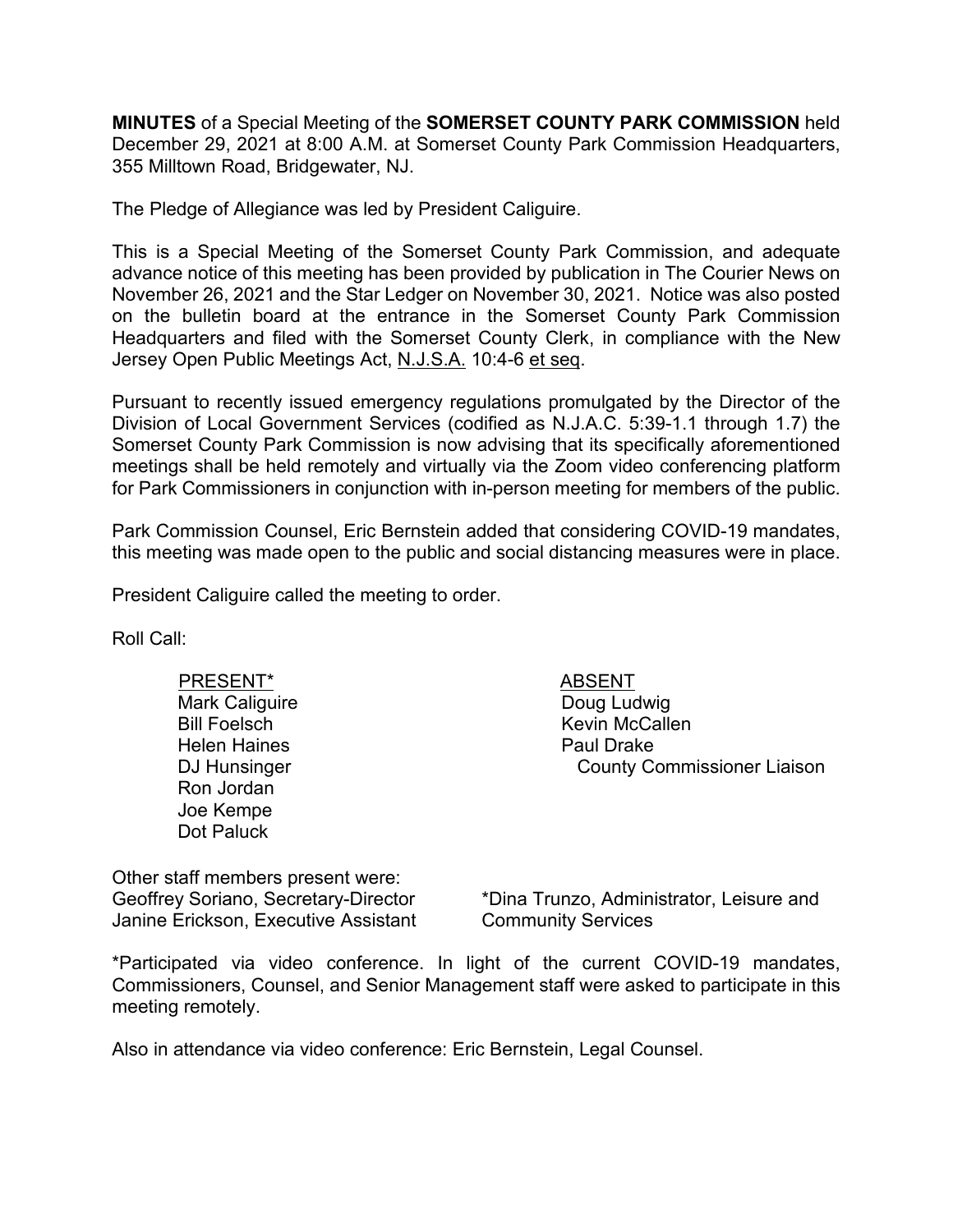**MINUTES** of a Special Meeting of the **SOMERSET COUNTY PARK COMMISSION** held December 29, 2021 at 8:00 A.M. at Somerset County Park Commission Headquarters, 355 Milltown Road, Bridgewater, NJ.

The Pledge of Allegiance was led by President Caliguire.

This is a Special Meeting of the Somerset County Park Commission, and adequate advance notice of this meeting has been provided by publication in The Courier News on November 26, 2021 and the Star Ledger on November 30, 2021. Notice was also posted on the bulletin board at the entrance in the Somerset County Park Commission Headquarters and filed with the Somerset County Clerk, in compliance with the New Jersey Open Public Meetings Act, N.J.S.A. 10:4-6 et seq.

Pursuant to recently issued emergency regulations promulgated by the Director of the Division of Local Government Services (codified as N.J.A.C. 5:39-1.1 through 1.7) the Somerset County Park Commission is now advising that its specifically aforementioned meetings shall be held remotely and virtually via the Zoom video conferencing platform for Park Commissioners in conjunction with in-person meeting for members of the public.

Park Commission Counsel, Eric Bernstein added that considering COVID-19 mandates, this meeting was made open to the public and social distancing measures were in place.

President Caliguire called the meeting to order.

Roll Call:

| PRESENT* | ABSENT |
|---|---|
| Mark Caliguire | Doug Ludwig |
| Bill Foelsch | Kevin McCallen |
| Helen Haines | Paul Drake |
| DJ Hunsinger | County Commissioner Liaison |
| Ron Jordan | |
| Joe Kempe | |
| Dot Paluck | |

Other staff members present were:

Geoffrey Soriano, Secretary-Director
Janine Erickson, Executive Assistant
*Dina Trunzo, Administrator, Leisure and Community Services

*Participated via video conference. In light of the current COVID-19 mandates, Commissioners, Counsel, and Senior Management staff were asked to participate in this meeting remotely.

Also in attendance via video conference: Eric Bernstein, Legal Counsel.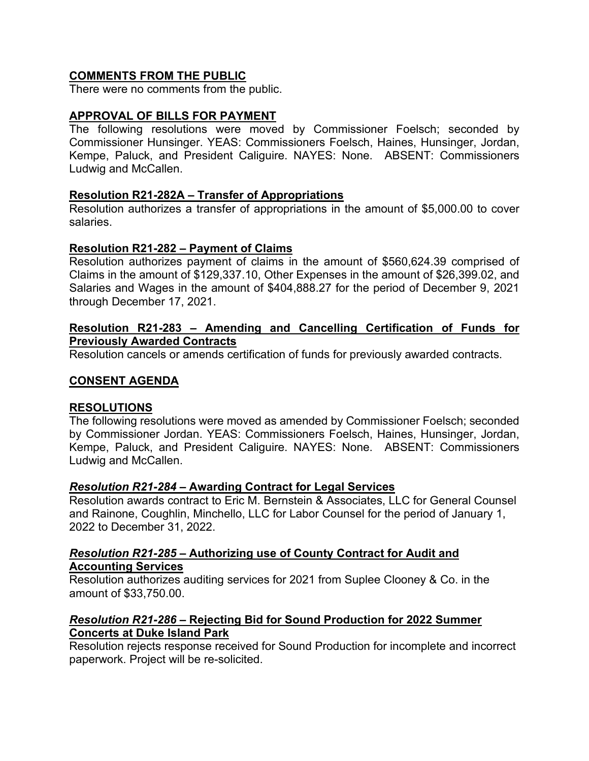## COMMENTS FROM THE PUBLIC

There were no comments from the public.

## APPROVAL OF BILLS FOR PAYMENT

The following resolutions were moved by Commissioner Foelsch; seconded by Commissioner Hunsinger. YEAS: Commissioners Foelsch, Haines, Hunsinger, Jordan, Kempe, Paluck, and President Caliguire. NAYES: None. ABSENT: Commissioners Ludwig and McCallen.

### Resolution R21-282A – Transfer of Appropriations

Resolution authorizes a transfer of appropriations in the amount of $5,000.00 to cover salaries.

### Resolution R21-282 – Payment of Claims

Resolution authorizes payment of claims in the amount of $560,624.39 comprised of Claims in the amount of $129,337.10, Other Expenses in the amount of $26,399.02, and Salaries and Wages in the amount of $404,888.27 for the period of December 9, 2021 through December 17, 2021.

### Resolution R21-283 – Amending and Cancelling Certification of Funds for Previously Awarded Contracts

Resolution cancels or amends certification of funds for previously awarded contracts.

## CONSENT AGENDA

## RESOLUTIONS

The following resolutions were moved as amended by Commissioner Foelsch; seconded by Commissioner Jordan. YEAS: Commissioners Foelsch, Haines, Hunsinger, Jordan, Kempe, Paluck, and President Caliguire. NAYES: None. ABSENT: Commissioners Ludwig and McCallen.

### *Resolution R21-284* – Awarding Contract for Legal Services

Resolution awards contract to Eric M. Bernstein & Associates, LLC for General Counsel and Rainone, Coughlin, Minchello, LLC for Labor Counsel for the period of January 1, 2022 to December 31, 2022.

### *Resolution R21-285* – Authorizing use of County Contract for Audit and Accounting Services

Resolution authorizes auditing services for 2021 from Suplee Clooney & Co. in the amount of $33,750.00.

### *Resolution R21-286* – Rejecting Bid for Sound Production for 2022 Summer Concerts at Duke Island Park

Resolution rejects response received for Sound Production for incomplete and incorrect paperwork. Project will be re-solicited.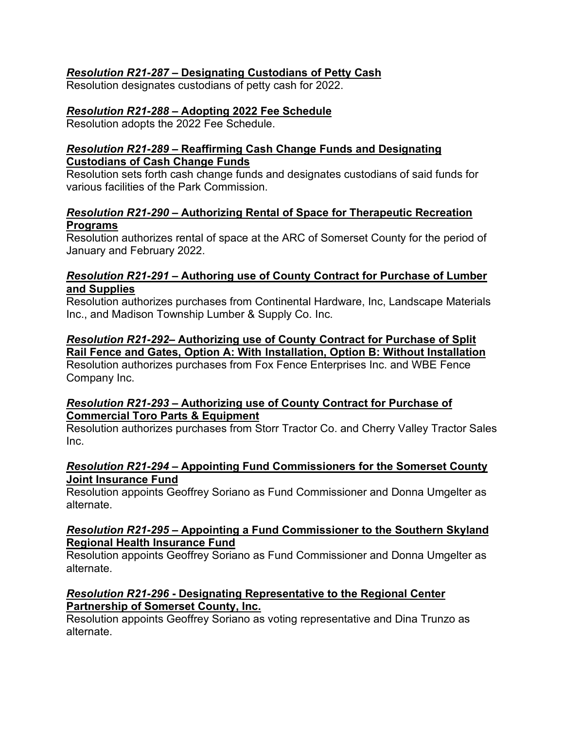***Resolution R21-287* – Designating Custodians of Petty Cash**

Resolution designates custodians of petty cash for 2022.

***Resolution R21-288* – Adopting 2022 Fee Schedule**

Resolution adopts the 2022 Fee Schedule.

***Resolution R21-289* – Reaffirming Cash Change Funds and Designating Custodians of Cash Change Funds**

Resolution sets forth cash change funds and designates custodians of said funds for various facilities of the Park Commission.

***Resolution R21-290* – Authorizing Rental of Space for Therapeutic Recreation Programs**

Resolution authorizes rental of space at the ARC of Somerset County for the period of January and February 2022.

***Resolution R21-291* – Authoring use of County Contract for Purchase of Lumber and Supplies**

Resolution authorizes purchases from Continental Hardware, Inc, Landscape Materials Inc., and Madison Township Lumber & Supply Co. Inc.

***Resolution R21-292*– Authorizing use of County Contract for Purchase of Split Rail Fence and Gates, Option A: With Installation, Option B: Without Installation**

Resolution authorizes purchases from Fox Fence Enterprises Inc. and WBE Fence Company Inc.

***Resolution R21-293* – Authorizing use of County Contract for Purchase of Commercial Toro Parts & Equipment**

Resolution authorizes purchases from Storr Tractor Co. and Cherry Valley Tractor Sales Inc.

***Resolution R21-294* – Appointing Fund Commissioners for the Somerset County Joint Insurance Fund**

Resolution appoints Geoffrey Soriano as Fund Commissioner and Donna Umgelter as alternate.

***Resolution R21-295* – Appointing a Fund Commissioner to the Southern Skyland Regional Health Insurance Fund**

Resolution appoints Geoffrey Soriano as Fund Commissioner and Donna Umgelter as alternate.

***Resolution R21-296* - Designating Representative to the Regional Center Partnership of Somerset County, Inc.**

Resolution appoints Geoffrey Soriano as voting representative and Dina Trunzo as alternate.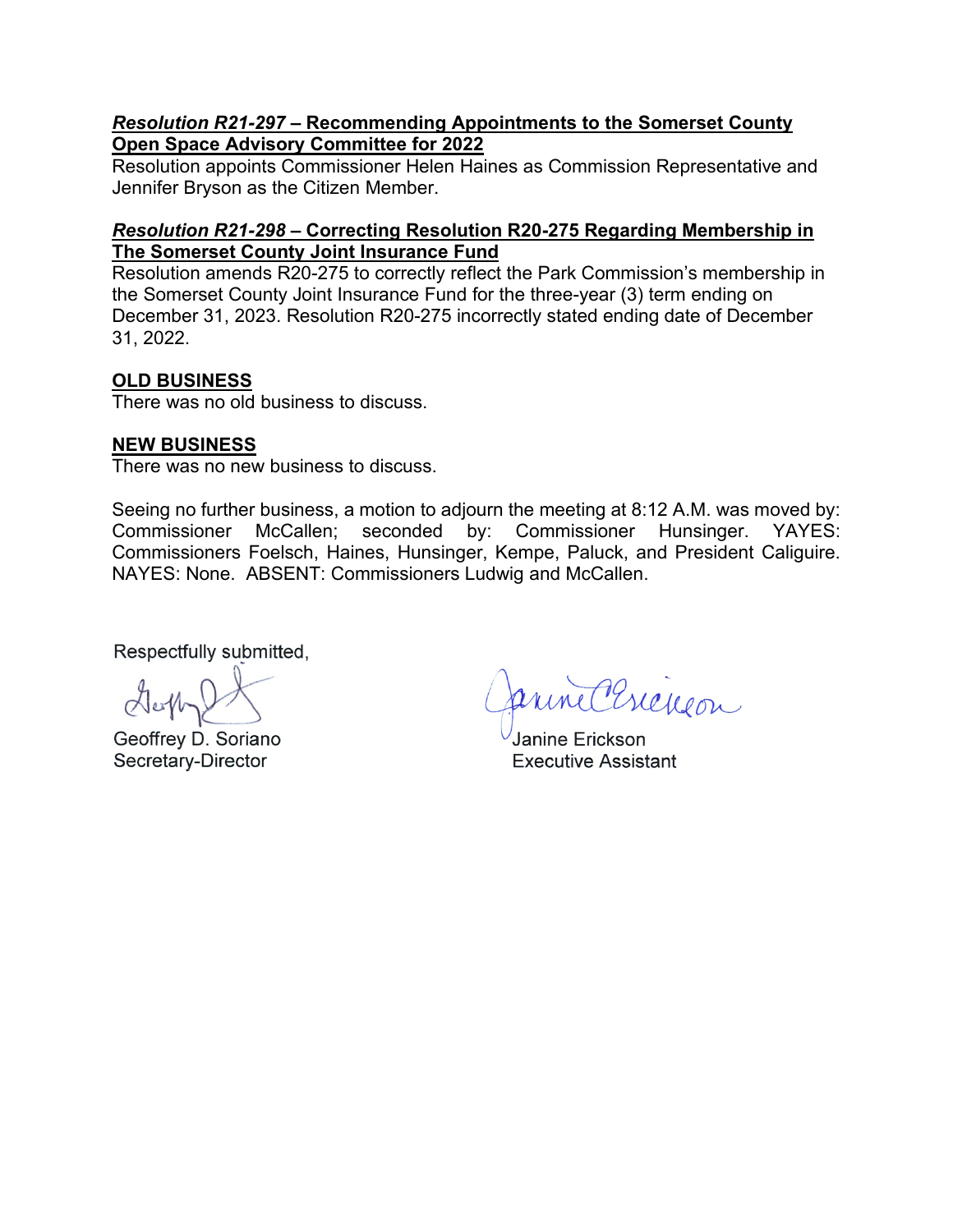***Resolution R21-297* – Recommending Appointments to the Somerset County Open Space Advisory Committee for 2022**

Resolution appoints Commissioner Helen Haines as Commission Representative and Jennifer Bryson as the Citizen Member.

***Resolution R21-298* – Correcting Resolution R20-275 Regarding Membership in The Somerset County Joint Insurance Fund**

Resolution amends R20-275 to correctly reflect the Park Commission's membership in the Somerset County Joint Insurance Fund for the three-year (3) term ending on December 31, 2023. Resolution R20-275 incorrectly stated ending date of December 31, 2022.

**OLD BUSINESS**

There was no old business to discuss.

**NEW BUSINESS**

There was no new business to discuss.

Seeing no further business, a motion to adjourn the meeting at 8:12 A.M. was moved by: Commissioner McCallen; seconded by: Commissioner Hunsinger. YAYES: Commissioners Foelsch, Haines, Hunsinger, Kempe, Paluck, and President Caliguire. NAYES: None. ABSENT: Commissioners Ludwig and McCallen.

Respectfully submitted,

Geoffrey D. Soriano
Secretary-Director

Janine Erickson
Executive Assistant